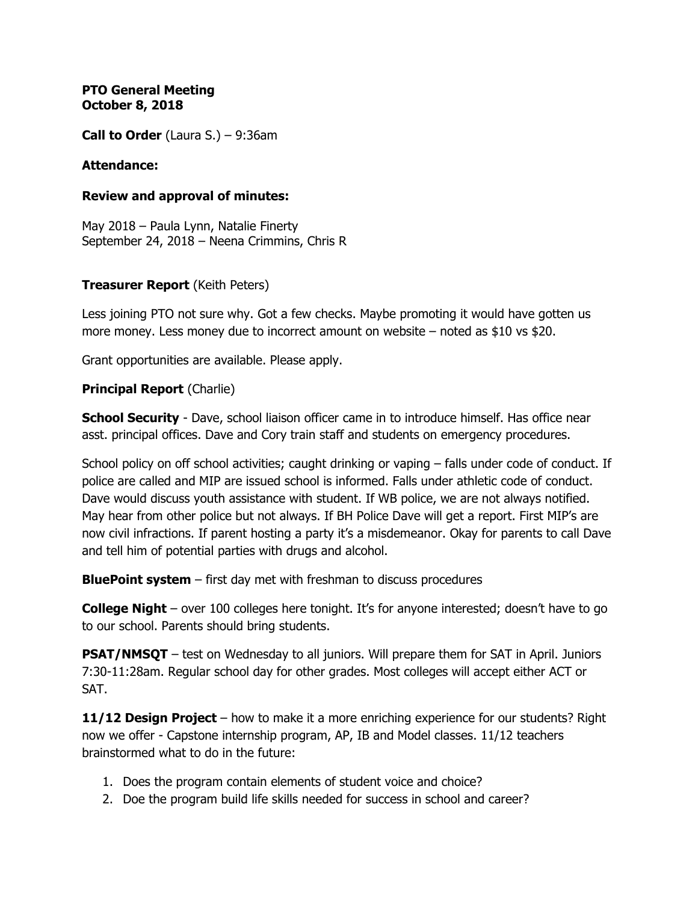**PTO General Meeting**
**October 8, 2018**

**Call to Order** (Laura S.) – 9:36am

**Attendance:**

**Review and approval of minutes:**

May 2018 – Paula Lynn, Natalie Finerty
September 24, 2018 – Neena Crimmins, Chris R

**Treasurer Report** (Keith Peters)

Less joining PTO not sure why. Got a few checks. Maybe promoting it would have gotten us more money. Less money due to incorrect amount on website – noted as $10 vs $20.

Grant opportunities are available. Please apply.

**Principal Report** (Charlie)

**School Security** - Dave, school liaison officer came in to introduce himself. Has office near asst. principal offices. Dave and Cory train staff and students on emergency procedures.

School policy on off school activities; caught drinking or vaping – falls under code of conduct. If police are called and MIP are issued school is informed. Falls under athletic code of conduct. Dave would discuss youth assistance with student. If WB police, we are not always notified. May hear from other police but not always. If BH Police Dave will get a report. First MIP's are now civil infractions. If parent hosting a party it's a misdemeanor. Okay for parents to call Dave and tell him of potential parties with drugs and alcohol.

**BluePoint system** – first day met with freshman to discuss procedures

**College Night** – over 100 colleges here tonight. It's for anyone interested; doesn't have to go to our school. Parents should bring students.

**PSAT/NMSQT** – test on Wednesday to all juniors. Will prepare them for SAT in April. Juniors 7:30-11:28am. Regular school day for other grades. Most colleges will accept either ACT or SAT.

**11/12 Design Project** – how to make it a more enriching experience for our students? Right now we offer - Capstone internship program, AP, IB and Model classes. 11/12 teachers brainstormed what to do in the future:

1. Does the program contain elements of student voice and choice?
2. Doe the program build life skills needed for success in school and career?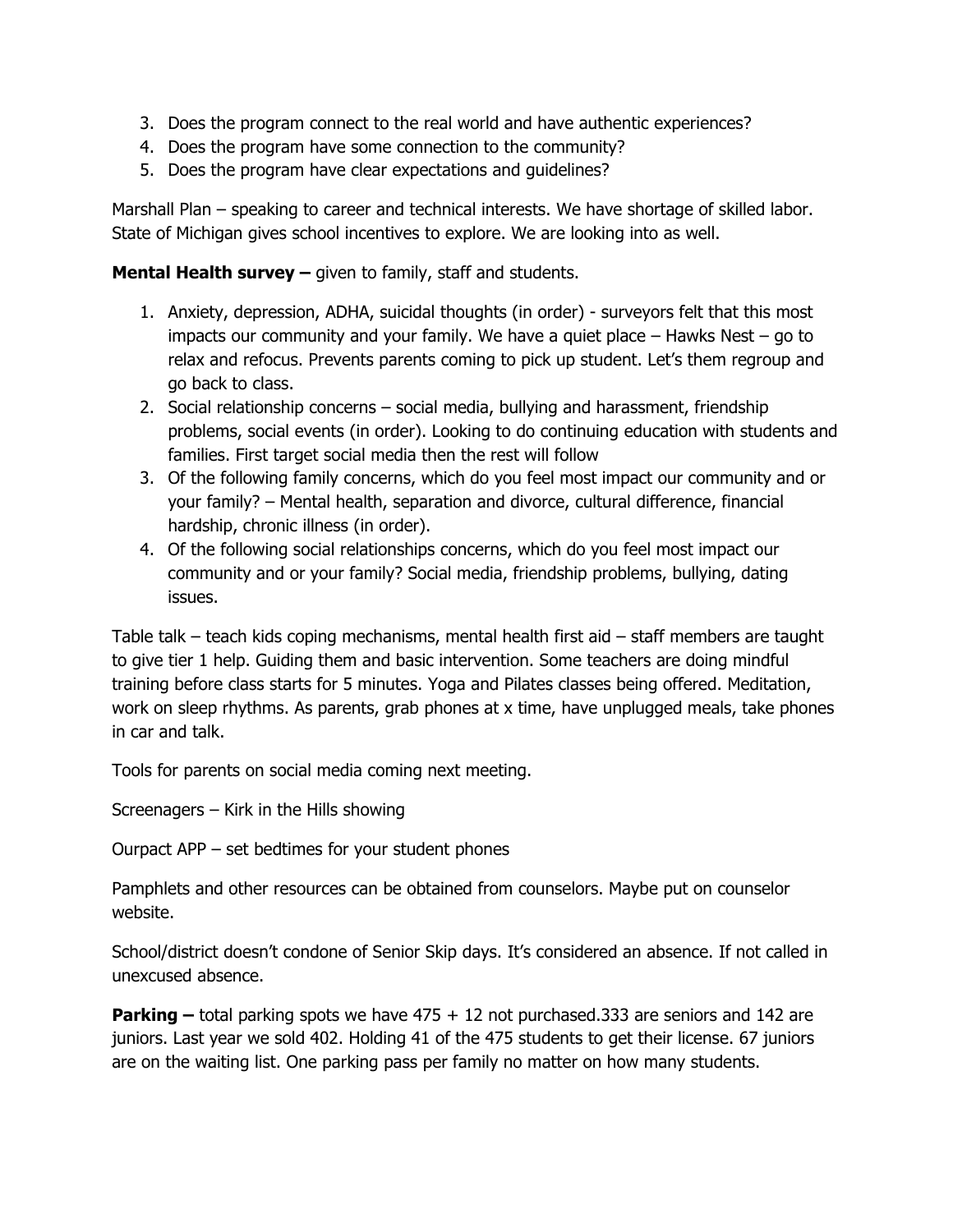3. Does the program connect to the real world and have authentic experiences?
4. Does the program have some connection to the community?
5. Does the program have clear expectations and guidelines?

Marshall Plan – speaking to career and technical interests. We have shortage of skilled labor. State of Michigan gives school incentives to explore. We are looking into as well.

**Mental Health survey –** given to family, staff and students.

1. Anxiety, depression, ADHA, suicidal thoughts (in order) - surveyors felt that this most impacts our community and your family. We have a quiet place – Hawks Nest – go to relax and refocus. Prevents parents coming to pick up student. Let's them regroup and go back to class.
2. Social relationship concerns – social media, bullying and harassment, friendship problems, social events (in order). Looking to do continuing education with students and families. First target social media then the rest will follow
3. Of the following family concerns, which do you feel most impact our community and or your family? – Mental health, separation and divorce, cultural difference, financial hardship, chronic illness (in order).
4. Of the following social relationships concerns, which do you feel most impact our community and or your family? Social media, friendship problems, bullying, dating issues.

Table talk – teach kids coping mechanisms, mental health first aid – staff members are taught to give tier 1 help. Guiding them and basic intervention. Some teachers are doing mindful training before class starts for 5 minutes. Yoga and Pilates classes being offered. Meditation, work on sleep rhythms. As parents, grab phones at x time, have unplugged meals, take phones in car and talk.

Tools for parents on social media coming next meeting.

Screenagers – Kirk in the Hills showing

Ourpact APP – set bedtimes for your student phones

Pamphlets and other resources can be obtained from counselors. Maybe put on counselor website.

School/district doesn't condone of Senior Skip days. It's considered an absence. If not called in unexcused absence.

**Parking –** total parking spots we have 475 + 12 not purchased.333 are seniors and 142 are juniors. Last year we sold 402. Holding 41 of the 475 students to get their license. 67 juniors are on the waiting list. One parking pass per family no matter on how many students.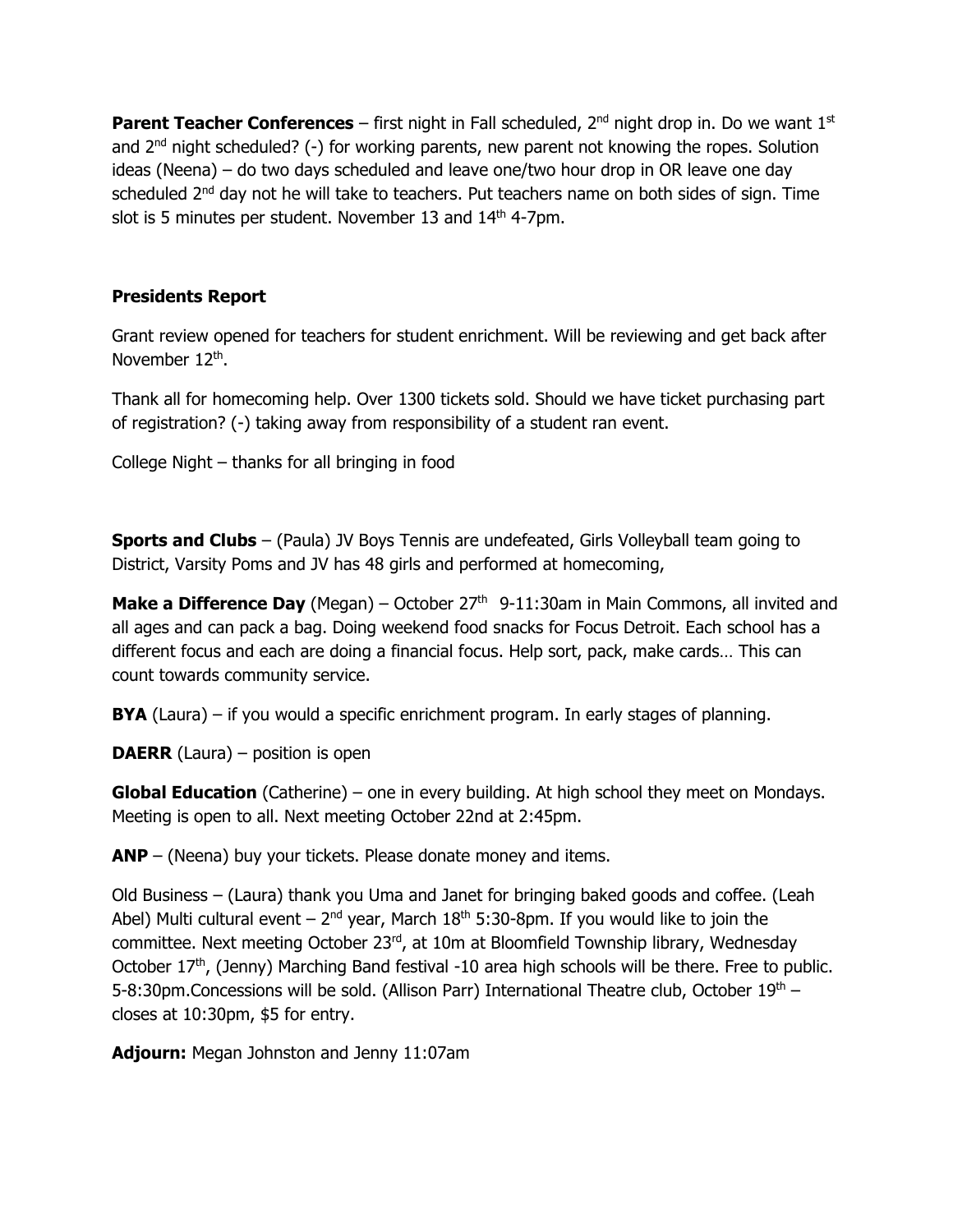**Parent Teacher Conferences** – first night in Fall scheduled, 2nd night drop in. Do we want 1st and 2nd night scheduled? (-) for working parents, new parent not knowing the ropes. Solution ideas (Neena) – do two days scheduled and leave one/two hour drop in OR leave one day scheduled 2nd day not he will take to teachers. Put teachers name on both sides of sign. Time slot is 5 minutes per student. November 13 and 14th 4-7pm.

**Presidents Report**

Grant review opened for teachers for student enrichment. Will be reviewing and get back after November 12th.

Thank all for homecoming help. Over 1300 tickets sold. Should we have ticket purchasing part of registration? (-) taking away from responsibility of a student ran event.

College Night – thanks for all bringing in food

**Sports and Clubs** – (Paula) JV Boys Tennis are undefeated, Girls Volleyball team going to District, Varsity Poms and JV has 48 girls and performed at homecoming,

**Make a Difference Day** (Megan) – October 27th 9-11:30am in Main Commons, all invited and all ages and can pack a bag. Doing weekend food snacks for Focus Detroit. Each school has a different focus and each are doing a financial focus. Help sort, pack, make cards… This can count towards community service.

**BYA** (Laura) – if you would a specific enrichment program. In early stages of planning.

**DAERR** (Laura) – position is open

**Global Education** (Catherine) – one in every building. At high school they meet on Mondays. Meeting is open to all. Next meeting October 22nd at 2:45pm.

**ANP** – (Neena) buy your tickets. Please donate money and items.

Old Business – (Laura) thank you Uma and Janet for bringing baked goods and coffee. (Leah Abel) Multi cultural event – 2nd year, March 18th 5:30-8pm. If you would like to join the committee. Next meeting October 23rd, at 10m at Bloomfield Township library, Wednesday October 17th, (Jenny) Marching Band festival -10 area high schools will be there. Free to public. 5-8:30pm.Concessions will be sold. (Allison Parr) International Theatre club, October 19th – closes at 10:30pm, $5 for entry.

**Adjourn:** Megan Johnston and Jenny 11:07am